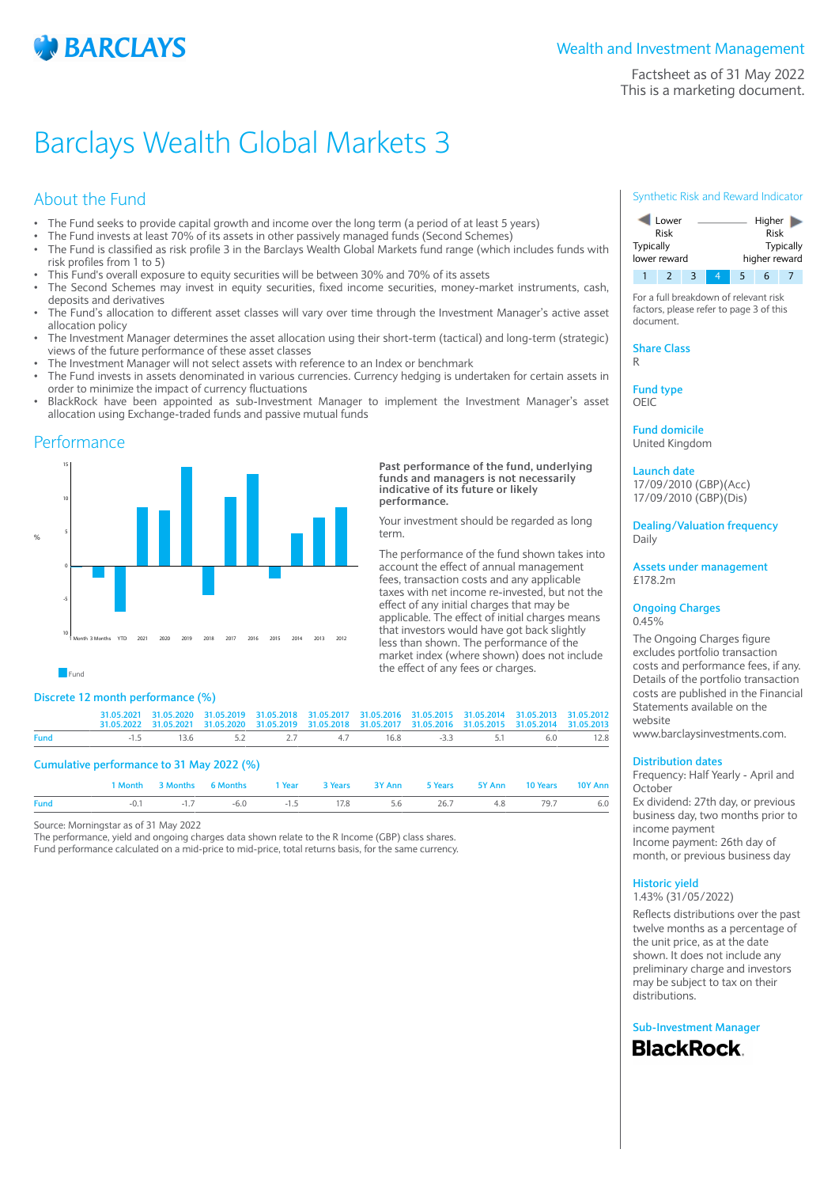# Barclays Wealth Global Markets 3

Wealth and Investment Management

Factsheet as of 31 May 2022
This is a marketing document.

## About the Fund

- The Fund seeks to provide capital growth and income over the long term (a period of at least 5 years)
- The Fund invests at least 70% of its assets in other passively managed funds (Second Schemes)
- The Fund is classified as risk profile 3 in the Barclays Wealth Global Markets fund range (which includes funds with risk profiles from 1 to 5)
- This Fund's overall exposure to equity securities will be between 30% and 70% of its assets
- The Second Schemes may invest in equity securities, fixed income securities, money-market instruments, cash, deposits and derivatives
- The Fund's allocation to different asset classes will vary over time through the Investment Manager's active asset allocation policy
- The Investment Manager determines the asset allocation using their short-term (tactical) and long-term (strategic) views of the future performance of these asset classes
- The Investment Manager will not select assets with reference to an Index or benchmark
- The Fund invests in assets denominated in various currencies. Currency hedging is undertaken for certain assets in order to minimize the impact of currency fluctuations
- BlackRock have been appointed as sub-Investment Manager to implement the Investment Manager's asset allocation using Exchange-traded funds and passive mutual funds

## Performance

**Past performance of the fund, underlying funds and managers is not necessarily indicative of its future or likely performance.**

Your investment should be regarded as long term.

The performance of the fund shown takes into account the effect of annual management fees, transaction costs and any applicable taxes with net income re-invested, but not the effect of any initial charges that may be applicable. The effect of initial charges means that investors would have got back slightly less than shown. The performance of the market index (where shown) does not include the effect of any fees or charges.

### Discrete 12 month performance (%)

| | 31.05.2021 31.05.2022 | 31.05.2020 31.05.2021 | 31.05.2019 31.05.2020 | 31.05.2018 31.05.2019 | 31.05.2017 31.05.2018 | 31.05.2016 31.05.2017 | 31.05.2015 31.05.2016 | 31.05.2014 31.05.2015 | 31.05.2013 31.05.2014 | 31.05.2012 31.05.2013 |
|---|---|---|---|---|---|---|---|---|---|---|
| Fund | -1.5 | 13.6 | 5.2 | 2.7 | 4.7 | 16.8 | -3.3 | 5.1 | 6.0 | 12.8 |

### Cumulative performance to 31 May 2022 (%)

| | 1 Month | 3 Months | 6 Months | 1 Year | 3 Years | 3Y Ann | 5 Years | 5Y Ann | 10 Years | 10Y Ann |
|---|---|---|---|---|---|---|---|---|---|---|
| Fund | -0.1 | -1.7 | -6.0 | -1.5 | 17.8 | 5.6 | 26.7 | 4.8 | 79.7 | 6.0 |

Source: Morningstar as of 31 May 2022
The performance, yield and ongoing charges data shown relate to the R Income (GBP) class shares.
Fund performance calculated on a mid-price to mid-price, total returns basis, for the same currency.

### Synthetic Risk and Reward Indicator

Lower Risk — Typically lower reward | Higher Risk — Typically higher reward

1 | 2 | 3 | **4** | 5 | 6 | 7

For a full breakdown of relevant risk factors, please refer to page 3 of this document.

**Share Class**
R

**Fund type**
OEIC

**Fund domicile**
United Kingdom

**Launch date**
17/09/2010 (GBP)(Acc)
17/09/2010 (GBP)(Dis)

**Dealing/Valuation frequency**
Daily

**Assets under management**
£178.2m

**Ongoing Charges**
0.45%

The Ongoing Charges figure excludes portfolio transaction costs and performance fees, if any. Details of the portfolio transaction costs are published in the Financial Statements available on the website www.barclaysinvestments.com.

**Distribution dates**
Frequency: Half Yearly - April and October
Ex dividend: 27th day, or previous business day, two months prior to income payment
Income payment: 26th day of month, or previous business day

**Historic yield**
1.43% (31/05/2022)

Reflects distributions over the past twelve months as a percentage of the unit price, as at the date shown. It does not include any preliminary charge and investors may be subject to tax on their distributions.

**Sub-Investment Manager**
BlackRock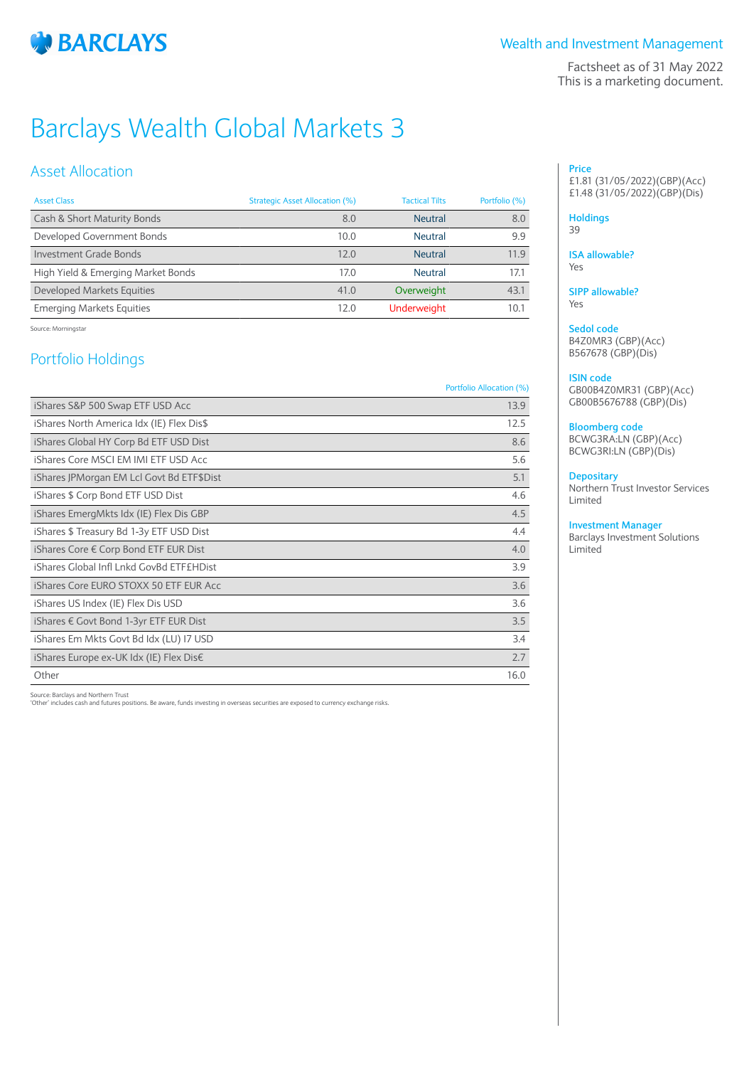BARCLAYS

Wealth and Investment Management

Factsheet as of 31 May 2022
This is a marketing document.

# Barclays Wealth Global Markets 3

## Asset Allocation

| Asset Class | Strategic Asset Allocation (%) | Tactical Tilts | Portfolio (%) |
|---|---|---|---|
| Cash & Short Maturity Bonds | 8.0 | Neutral | 8.0 |
| Developed Government Bonds | 10.0 | Neutral | 9.9 |
| Investment Grade Bonds | 12.0 | Neutral | 11.9 |
| High Yield & Emerging Market Bonds | 17.0 | Neutral | 17.1 |
| Developed Markets Equities | 41.0 | Overweight | 43.1 |
| Emerging Markets Equities | 12.0 | Underweight | 10.1 |

Source: Morningstar

## Portfolio Holdings

| | Portfolio Allocation (%) |
|---|---|
| iShares S&P 500 Swap ETF USD Acc | 13.9 |
| iShares North America Idx (IE) Flex Dis$ | 12.5 |
| iShares Global HY Corp Bd ETF USD Dist | 8.6 |
| iShares Core MSCI EM IMI ETF USD Acc | 5.6 |
| iShares JPMorgan EM Lcl Govt Bd ETF$Dist | 5.1 |
| iShares $ Corp Bond ETF USD Dist | 4.6 |
| iShares EmergMkts Idx (IE) Flex Dis GBP | 4.5 |
| iShares $ Treasury Bd 1-3y ETF USD Dist | 4.4 |
| iShares Core € Corp Bond ETF EUR Dist | 4.0 |
| iShares Global Infl Lnkd GovBd ETF£HDist | 3.9 |
| iShares Core EURO STOXX 50 ETF EUR Acc | 3.6 |
| iShares US Index (IE) Flex Dis USD | 3.6 |
| iShares € Govt Bond 1-3yr ETF EUR Dist | 3.5 |
| iShares Em Mkts Govt Bd Idx (LU) I7 USD | 3.4 |
| iShares Europe ex-UK Idx (IE) Flex Dis€ | 2.7 |
| Other | 16.0 |

Source: Barclays and Northern Trust
'Other' includes cash and futures positions. Be aware, funds investing in overseas securities are exposed to currency exchange risks.

**Price**
£1.81 (31/05/2022)(GBP)(Acc)
£1.48 (31/05/2022)(GBP)(Dis)

**Holdings**
39

**ISA allowable?**
Yes

**SIPP allowable?**
Yes

**Sedol code**
B4Z0MR3 (GBP)(Acc)
B567678 (GBP)(Dis)

**ISIN code**
GB00B4Z0MR31 (GBP)(Acc)
GB00B5676788 (GBP)(Dis)

**Bloomberg code**
BCWG3RA:LN (GBP)(Acc)
BCWG3RI:LN (GBP)(Dis)

**Depositary**
Northern Trust Investor Services Limited

**Investment Manager**
Barclays Investment Solutions Limited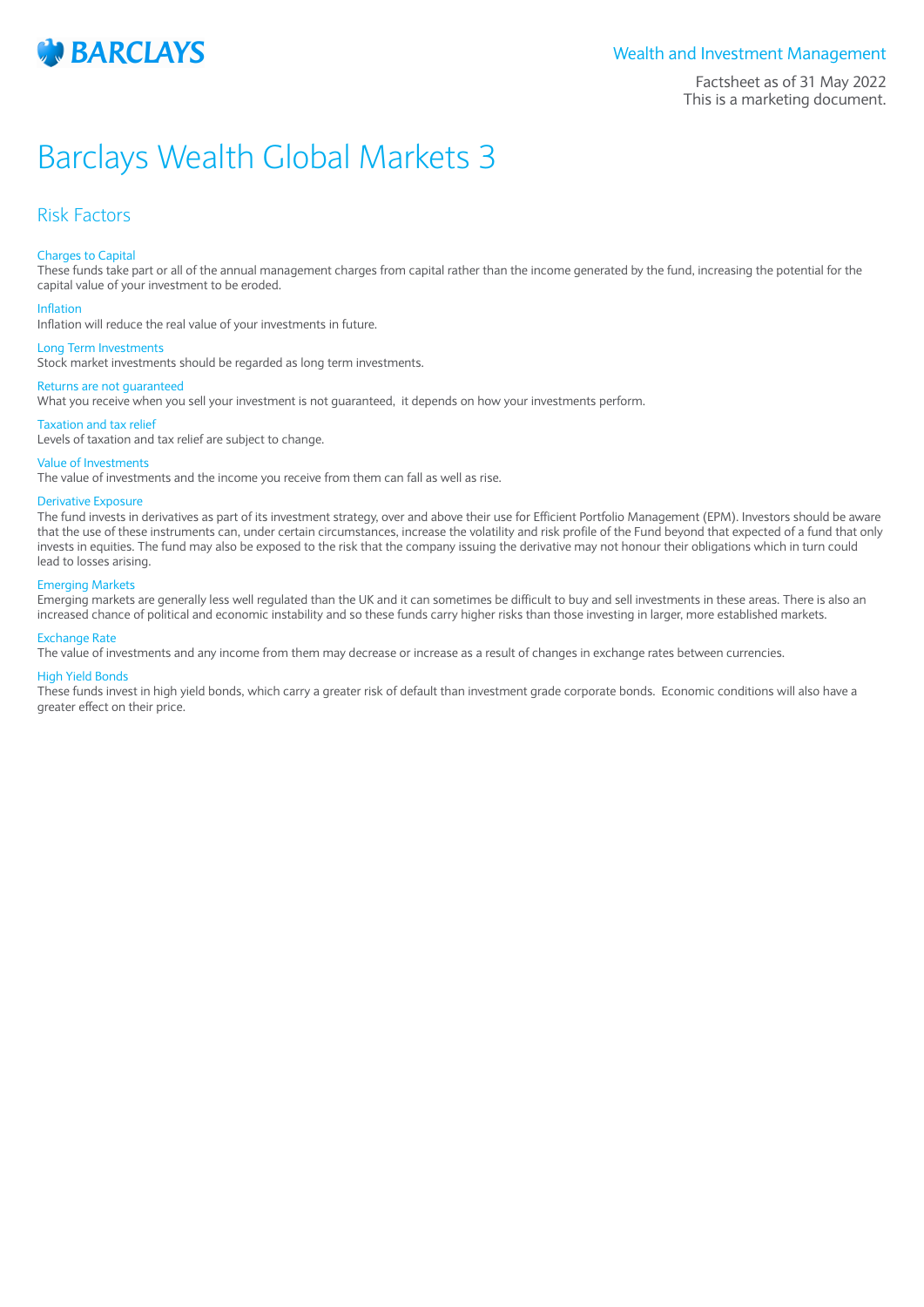BARCLAYS

Wealth and Investment Management

Factsheet as of 31 May 2022
This is a marketing document.

# Barclays Wealth Global Markets 3

## Risk Factors

### Charges to Capital

These funds take part or all of the annual management charges from capital rather than the income generated by the fund, increasing the potential for the capital value of your investment to be eroded.

### Inflation

Inflation will reduce the real value of your investments in future.

### Long Term Investments

Stock market investments should be regarded as long term investments.

### Returns are not guaranteed

What you receive when you sell your investment is not guaranteed, it depends on how your investments perform.

### Taxation and tax relief

Levels of taxation and tax relief are subject to change.

### Value of Investments

The value of investments and the income you receive from them can fall as well as rise.

### Derivative Exposure

The fund invests in derivatives as part of its investment strategy, over and above their use for Efficient Portfolio Management (EPM). Investors should be aware that the use of these instruments can, under certain circumstances, increase the volatility and risk profile of the Fund beyond that expected of a fund that only invests in equities. The fund may also be exposed to the risk that the company issuing the derivative may not honour their obligations which in turn could lead to losses arising.

### Emerging Markets

Emerging markets are generally less well regulated than the UK and it can sometimes be difficult to buy and sell investments in these areas. There is also an increased chance of political and economic instability and so these funds carry higher risks than those investing in larger, more established markets.

### Exchange Rate

The value of investments and any income from them may decrease or increase as a result of changes in exchange rates between currencies.

### High Yield Bonds

These funds invest in high yield bonds, which carry a greater risk of default than investment grade corporate bonds. Economic conditions will also have a greater effect on their price.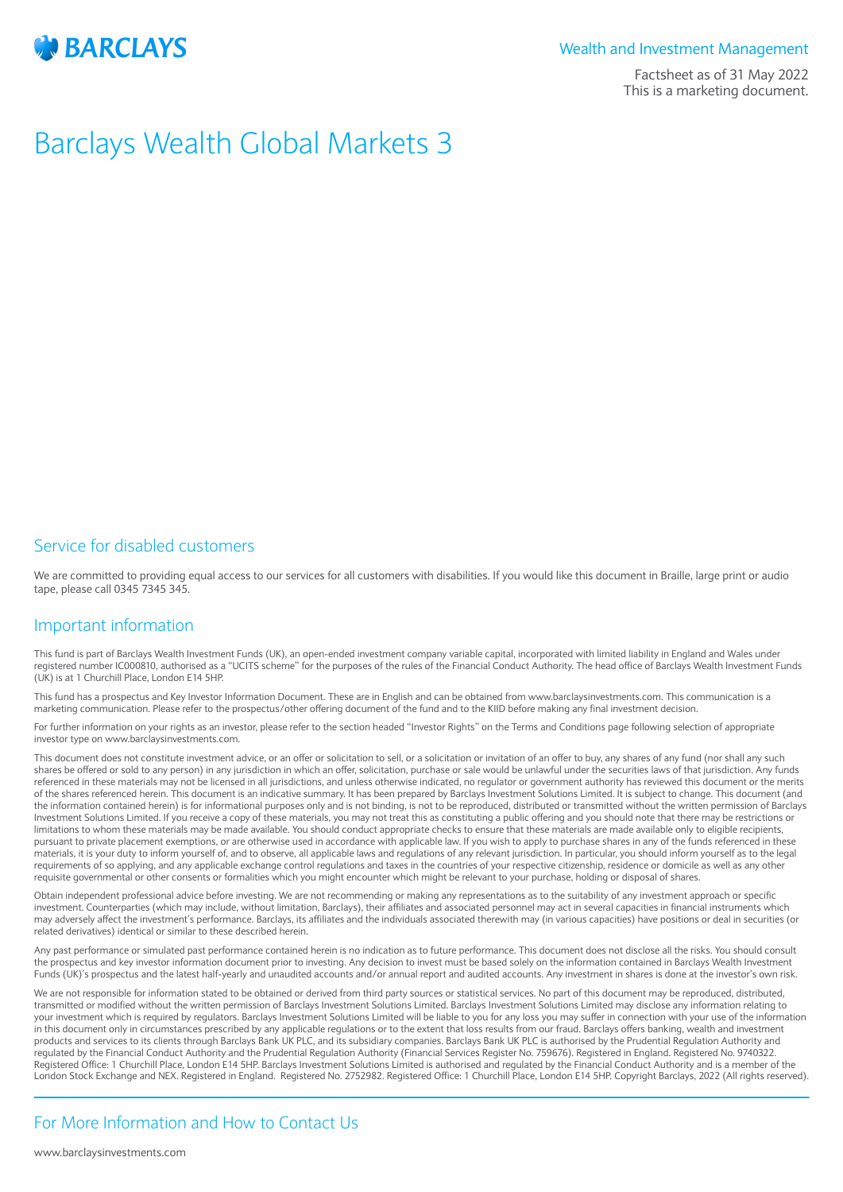Wealth and Investment Management

Factsheet as of 31 May 2022
This is a marketing document.

# Barclays Wealth Global Markets 3

## Service for disabled customers

We are committed to providing equal access to our services for all customers with disabilities. If you would like this document in Braille, large print or audio tape, please call 0345 7345 345.

## Important information

This fund is part of Barclays Wealth Investment Funds (UK), an open-ended investment company variable capital, incorporated with limited liability in England and Wales under registered number IC000810, authorised as a "UCITS scheme" for the purposes of the rules of the Financial Conduct Authority. The head office of Barclays Wealth Investment Funds (UK) is at 1 Churchill Place, London E14 5HP.

This fund has a prospectus and Key Investor Information Document. These are in English and can be obtained from www.barclaysinvestments.com. This communication is a marketing communication. Please refer to the prospectus/other offering document of the fund and to the KIID before making any final investment decision.

For further information on your rights as an investor, please refer to the section headed "Investor Rights" on the Terms and Conditions page following selection of appropriate investor type on www.barclaysinvestments.com.

This document does not constitute investment advice, or an offer or solicitation to sell, or a solicitation or invitation of an offer to buy, any shares of any fund (nor shall any such shares be offered or sold to any person) in any jurisdiction in which an offer, solicitation, purchase or sale would be unlawful under the securities laws of that jurisdiction. Any funds referenced in these materials may not be licensed in all jurisdictions, and unless otherwise indicated, no regulator or government authority has reviewed this document or the merits of the shares referenced herein. This document is an indicative summary. It has been prepared by Barclays Investment Solutions Limited. It is subject to change. This document (and the information contained herein) is for informational purposes only and is not binding, is not to be reproduced, distributed or transmitted without the written permission of Barclays Investment Solutions Limited. If you receive a copy of these materials, you may not treat this as constituting a public offering and you should note that there may be restrictions or limitations to whom these materials may be made available. You should conduct appropriate checks to ensure that these materials are made available only to eligible recipients, pursuant to private placement exemptions, or are otherwise used in accordance with applicable law. If you wish to apply to purchase shares in any of the funds referenced in these materials, it is your duty to inform yourself of, and to observe, all applicable laws and regulations of any relevant jurisdiction. In particular, you should inform yourself as to the legal requirements of so applying, and any applicable exchange control regulations and taxes in the countries of your respective citizenship, residence or domicile as well as any other requisite governmental or other consents or formalities which you might encounter which might be relevant to your purchase, holding or disposal of shares.

Obtain independent professional advice before investing. We are not recommending or making any representations as to the suitability of any investment approach or specific investment. Counterparties (which may include, without limitation, Barclays), their affiliates and associated personnel may act in several capacities in financial instruments which may adversely affect the investment's performance. Barclays, its affiliates and the individuals associated therewith may (in various capacities) have positions or deal in securities (or related derivatives) identical or similar to these described herein.

Any past performance or simulated past performance contained herein is no indication as to future performance. This document does not disclose all the risks. You should consult the prospectus and key investor information document prior to investing. Any decision to invest must be based solely on the information contained in Barclays Wealth Investment Funds (UK)'s prospectus and the latest half-yearly and unaudited accounts and/or annual report and audited accounts. Any investment in shares is done at the investor's own risk.

We are not responsible for information stated to be obtained or derived from third party sources or statistical services. No part of this document may be reproduced, distributed, transmitted or modified without the written permission of Barclays Investment Solutions Limited. Barclays Investment Solutions Limited may disclose any information relating to your investment which is required by regulators. Barclays Investment Solutions Limited will be liable to you for any loss you may suffer in connection with your use of the information in this document only in circumstances prescribed by any applicable regulations or to the extent that loss results from our fraud. Barclays offers banking, wealth and investment products and services to its clients through Barclays Bank UK PLC, and its subsidiary companies. Barclays Bank UK PLC is authorised by the Prudential Regulation Authority and regulated by the Financial Conduct Authority and the Prudential Regulation Authority (Financial Services Register No. 759676). Registered in England. Registered No. 9740322. Registered Office: 1 Churchill Place, London E14 5HP. Barclays Investment Solutions Limited is authorised and regulated by the Financial Conduct Authority and is a member of the London Stock Exchange and NEX. Registered in England. Registered No. 2752982. Registered Office: 1 Churchill Place, London E14 5HP. Copyright Barclays, 2022 (All rights reserved).

## For More Information and How to Contact Us

www.barclaysinvestments.com